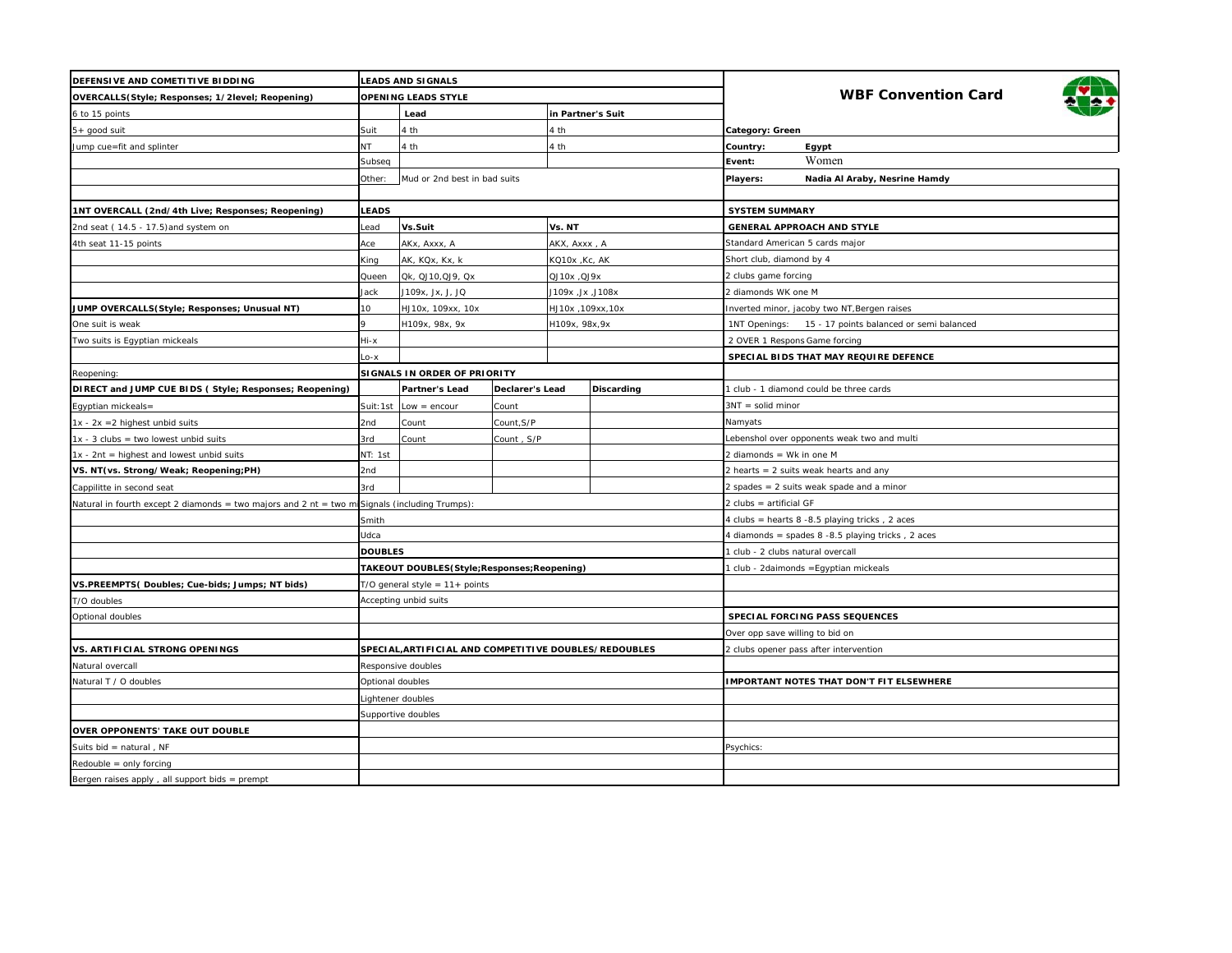# WBF Convention Card

**Category: Green**

**Country:** Egypt

**Event:** Women

**Players:** Nadia Al Araby, Nesrine Hamdy

## DEFENSIVE AND COMETITIVE BIDDING

### OVERCALLS(Style; Responses; 1/2level; Reopening)

6 to 15 points

5+ good suit

Jump cue=fit and splinter

### 1NT OVERCALL (2nd/4th Live; Responses; Reopening)

2nd seat ( 14.5 - 17.5)and system on

4th seat 11-15 points

### JUMP OVERCALLS(Style; Responses; Unusual NT)

One suit is weak

Two suits is Egyptian mickeals

Reopening:

### DIRECT and JUMP CUE BIDS ( Style; Responses; Reopening)

Egyptian mickeals=

1x - 2x =2 highest unbid suits

1x - 3 clubs = two lowest unbid suits

1x - 2nt = highest and lowest unbid suits

### VS. NT(vs. Strong/Weak; Reopening;PH)

Cappilitte in second seat

Natural in fourth except 2 diamonds = two majors and 2 nt = two m

### VS.PREEMPTS( Doubles; Cue-bids; Jumps; NT bids)

T/O doubles

Optional doubles

### VS. ARTIFICIAL STRONG OPENINGS

Natural overcall

Natural T / O doubles

### OVER OPPONENTS' TAKE OUT DOUBLE

Suits bid = natural , NF

Redouble = only forcing

Bergen raises apply , all support bids = prempt

## LEADS AND SIGNALS

### OPENING LEADS STYLE

| | Lead | in Partner's Suit |
|---|---|---|
| Suit | 4 th | 4 th |
| NT | 4 th | 4 th |
| Subseq | | |
| Other: | Mud or 2nd best in bad suits | |

### LEADS

| Lead | Vs.Suit | Vs. NT |
|---|---|---|
| Ace | AKx, Axxx, A | AKX, Axxx , A |
| King | AK, KQx, Kx, k | KQ10x ,Kc, AK |
| Queen | Qk, QJ10,QJ9, Qx | QJ10x ,QJ9x |
| Jack | J109x, Jx, J, JQ | J109x ,Jx ,J108x |
| 10 | HJ10x, 109xx, 10x | HJ10x ,109xx,10x |
| 9 | H109x, 98x, 9x | H109x, 98x,9x |
| Hi-x | | |
| Lo-x | | |

### SIGNALS IN ORDER OF PRIORITY

| | Partner's Lead | Declarer's Lead | Discarding |
|---|---|---|---|
| Suit:1st | Low = encour | Count | |
| 2nd | Count | Count,S/P | |
| 3rd | Count | Count , S/P | |
| NT: 1st | | | |
| 2nd | | | |
| 3rd | | | |

Signals (including Trumps):

Smith

Udca

### DOUBLES

#### TAKEOUT DOUBLES(Style;Responses;Reopening)

T/O general style = 11+ points

Accepting unbid suits

#### SPECIAL,ARTIFICIAL AND COMPETITIVE DOUBLES/REDOUBLES

Responsive doubles

Optional doubles

Lightener doubles

Supportive doubles

## SYSTEM SUMMARY

### GENERAL APPROACH AND STYLE

Standard American 5 cards major

Short club, diamond by 4

2 clubs game forcing

2 diamonds WK one M

Inverted minor, jacoby two NT,Bergen raises

1NT Openings: 15 - 17 points balanced or semi balanced

2 OVER 1 Respons Game forcing

### SPECIAL BIDS THAT MAY REQUIRE DEFENCE

1 club - 1 diamond could be three cards

3NT = solid minor

Namyats

Lebenshol over opponents weak two and multi

2 diamonds = Wk in one M

2 hearts = 2 suits weak hearts and any

2 spades = 2 suits weak spade and a minor

2 clubs = artificial GF

4 clubs = hearts 8 -8.5 playing tricks , 2 aces

4 diamonds = spades 8 -8.5 playing tricks , 2 aces

1 club - 2 clubs natural overcall

1 club - 2daimonds =Egyptian mickeals

### SPECIAL FORCING PASS SEQUENCES

Over opp save willing to bid on

2 clubs opener pass after intervention

### IMPORTANT NOTES THAT DON'T FIT ELSEWHERE

Psychics: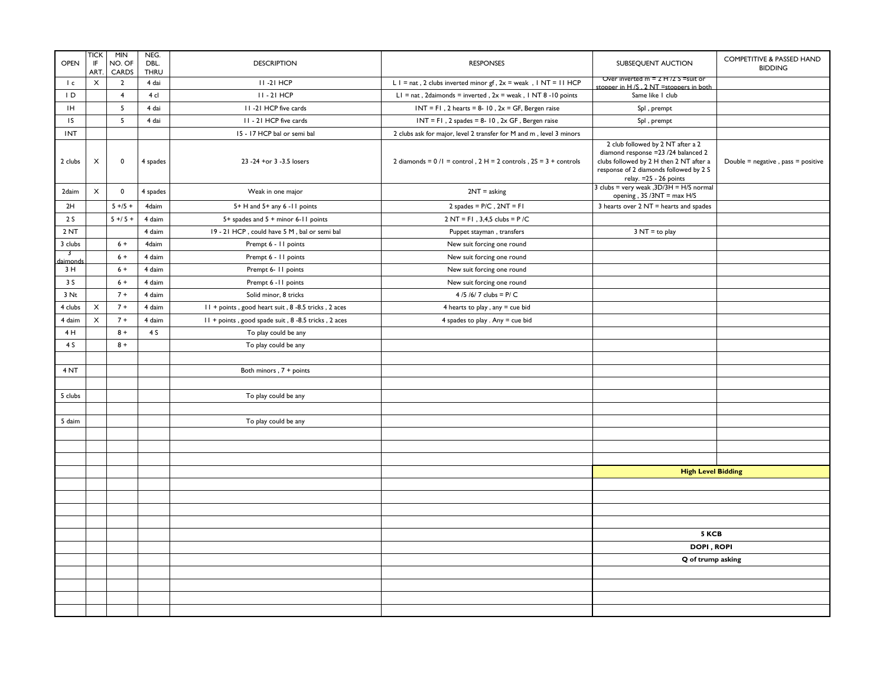| OPEN | TICK IF ART. | MIN NO. OF CARDS | NEG. DBL. THRU | DESCRIPTION | RESPONSES | SUBSEQUENT AUCTION | COMPETITIVE & PASSED HAND BIDDING |
|---|---|---|---|---|---|---|---|
| 1 c | X | 2 | 4 dai | 11 -21 HCP | L 1 = nat , 2 clubs inverted minor gf , 2x = weak , 1 NT = 11 HCP | Over inverted m = 2 H /2 S =suit or stopper in H /S , 2 NT =stoppers in both | |
| 1 D | | 4 | 4 cl | 11 - 21 HCP | L1 = nat , 2daimonds = inverted , 2x = weak , 1 NT 8 -10 points | Same like 1 club | |
| 1H | | 5 | 4 dai | 11 -21 HCP five cards | 1NT = F1 , 2 hearts = 8- 10 , 2x = GF, Bergen raise | Spl , prempt | |
| 1S | | 5 | 4 dai | 11 - 21 HCP five cards | 1NT = F1 , 2 spades = 8- 10 , 2x GF , Bergen raise | Spl , prempt | |
| 1NT | | | | 15 - 17 HCP bal or semi bal | 2 clubs ask for major, level 2 transfer for M and m , level 3 minors | | |
| 2 clubs | X | 0 | 4 spades | 23 -24 +or 3 -3.5 losers | 2 diamonds = 0 /1 = control , 2 H = 2 controls , 2S = 3 + controls | 2 club followed by 2 NT after a 2 diamond response =23 /24 balanced 2 clubs followed by 2 H then 2 NT after a response of 2 diamonds followed by 2 S relay. =25 - 26 points | Double = negative , pass = positive |
| 2daim | X | 0 | 4 spades | Weak in one major | 2NT = asking | 3 clubs = very weak ,3D/3H = H/S normal opening , 3S /3NT = max H/S | |
| 2H | | 5 +/5 + | 4daim | 5+ H and 5+ any 6 -11 points | 2 spades = P/C , 2NT = F1 | 3 hearts over 2 NT = hearts and spades | |
| 2 S | | 5 +/ 5 + | 4 daim | 5+ spades and 5 + minor 6-11 points | 2 NT = F1 , 3,4,5 clubs = P /C | | |
| 2 NT | | | 4 daim | 19 - 21 HCP , could have 5 M , bal or semi bal | Puppet stayman , transfers | 3 NT = to play | |
| 3 clubs | | 6 + | 4daim | Prempt 6 - 11 points | New suit forcing one round | | |
| 3 daimonds | | 6 + | 4 daim | Prempt 6 - 11 points | New suit forcing one round | | |
| 3 H | | 6 + | 4 daim | Prempt 6- 11 points | New suit forcing one round | | |
| 3 S | | 6 + | 4 daim | Prempt 6 -11 points | New suit forcing one round | | |
| 3 Nt | | 7 + | 4 daim | Solid minor, 8 tricks | 4 /5 /6/ 7 clubs = P/ C | | |
| 4 clubs | X | 7 + | 4 daim | 11 + points , good heart suit , 8 -8.5 tricks , 2 aces | 4 hearts to play , any = cue bid | | |
| 4 daim | X | 7 + | 4 daim | 11 + points , good spade suit , 8 -8.5 tricks , 2 aces | 4 spades to play . Any = cue bid | | |
| 4 H | | 8 + | 4 S | To play could be any | | | |
| 4 S | | 8 + | | To play could be any | | | |
| | | | | | | | |
| 4 NT | | | | Both minors , 7 + points | | | |
| | | | | | | | |
| 5 clubs | | | | To play could be any | | | |
| | | | | | | | |
| 5 daim | | | | To play could be any | | | |
| | | | | | | | |
| | | | | | | | |
| | | | | | | | |
| | | | | | | **High Level Bidding** | |
| | | | | | | | |
| | | | | | | | |
| | | | | | | | |
| | | | | | | | |
| | | | | | | **5 KCB** | |
| | | | | | | **DOPI , ROPI** | |
| | | | | | | **Q of trump asking** | |
| | | | | | | | |
| | | | | | | | |
| | | | | | | | |
| | | | | | | | |